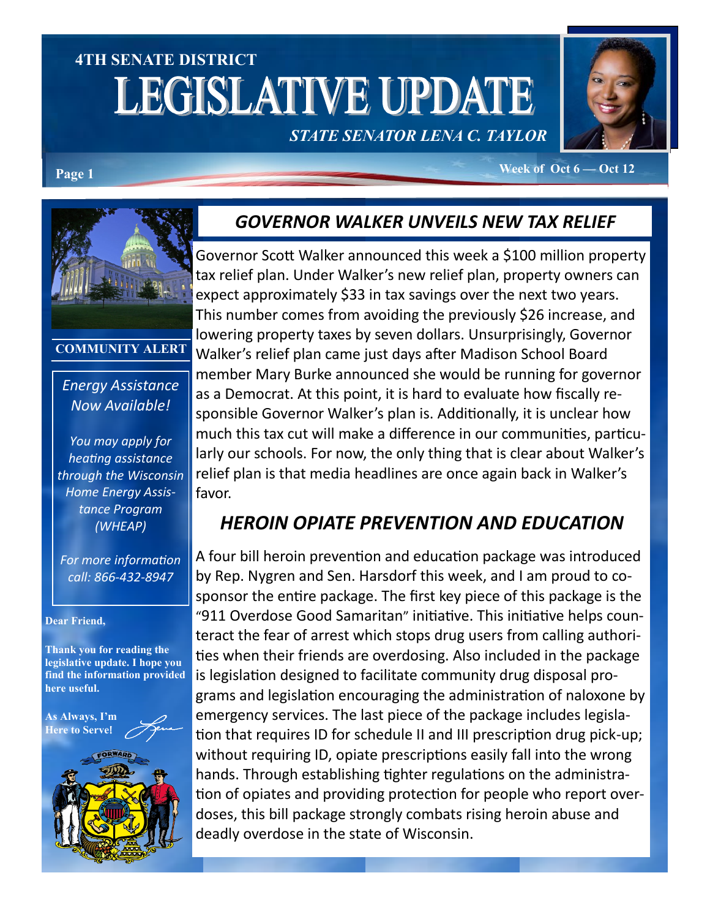4TH SENATE DISTRICT

# LEGISLATIVE UPDATE

*STATE SENATOR LENA C. TAYLOR*

Week of Oct 6 — Oct 12

## GOVERNOR WALKER UNVEILS NEW TAX RELIEF

Governor Scott Walker announced this week a $100 million property tax relief plan. Under Walker's new relief plan, property owners can expect approximately $33 in tax savings over the next two years. This number comes from avoiding the previously $26 increase, and lowering property taxes by seven dollars. Unsurprisingly, Governor Walker's relief plan came just days after Madison School Board member Mary Burke announced she would be running for governor as a Democrat. At this point, it is hard to evaluate how fiscally responsible Governor Walker's plan is. Additionally, it is unclear how much this tax cut will make a difference in our communities, particularly our schools. For now, the only thing that is clear about Walker's relief plan is that media headlines are once again back in Walker's favor.

## HEROIN OPIATE PREVENTION AND EDUCATION

A four bill heroin prevention and education package was introduced by Rep. Nygren and Sen. Harsdorf this week, and I am proud to cosponsor the entire package. The first key piece of this package is the "911 Overdose Good Samaritan" initiative. This initiative helps counteract the fear of arrest which stops drug users from calling authorities when their friends are overdosing. Also included in the package is legislation designed to facilitate community drug disposal programs and legislation encouraging the administration of naloxone by emergency services. The last piece of the package includes legislation that requires ID for schedule II and III prescription drug pick-up; without requiring ID, opiate prescriptions easily fall into the wrong hands. Through establishing tighter regulations on the administration of opiates and providing protection for people who report overdoses, this bill package strongly combats rising heroin abuse and deadly overdose in the state of Wisconsin.

**COMMUNITY ALERT**

*Energy Assistance Now Available!*

*You may apply for heating assistance through the Wisconsin Home Energy Assistance Program (WHEAP)*

*For more information call: 866-432-8947*

**Dear Friend,**

**Thank you for reading the legislative update. I hope you find the information provided here useful.**

**As Always, I'm Here to Serve!**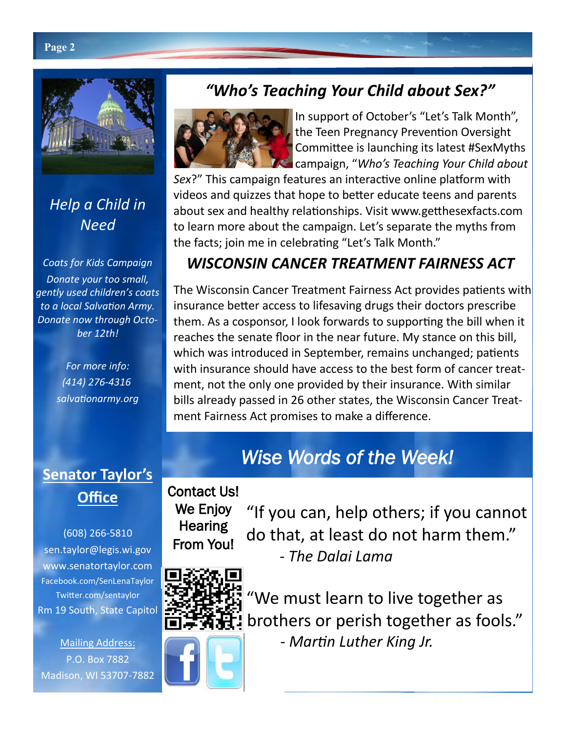## “Who’s Teaching Your Child about Sex?”

In support of October’s “Let’s Talk Month”, the Teen Pregnancy Prevention Oversight Committee is launching its latest #SexMyths campaign, “*Who’s Teaching Your Child about Sex*?” This campaign features an interactive online platform with videos and quizzes that hope to better educate teens and parents about sex and healthy relationships. Visit www.getthesexfacts.com to learn more about the campaign. Let’s separate the myths from the facts; join me in celebrating “Let’s Talk Month.”

## *WISCONSIN CANCER TREATMENT FAIRNESS ACT*

The Wisconsin Cancer Treatment Fairness Act provides patients with insurance better access to lifesaving drugs their doctors prescribe them. As a cosponsor, I look forwards to supporting the bill when it reaches the senate floor in the near future. My stance on this bill, which was introduced in September, remains unchanged; patients with insurance should have access to the best form of cancer treatment, not the only one provided by their insurance. With similar bills already passed in 26 other states, the Wisconsin Cancer Treatment Fairness Act promises to make a difference.

## *Wise Words of the Week!*

“If you can, help others; if you cannot do that, at least do not harm them.”
*- The Dalai Lama*

“We must learn to live together as brothers or perish together as fools.”
*- Martin Luther King Jr.*

Contact Us! We Enjoy Hearing From You!

## *Help a Child in Need*

*Coats for Kids Campaign*

*Donate your too small, gently used children’s coats to a local Salvation Army. Donate now through October 12th!*

*For more info:*
*(414) 276-4316*
*salvationarmy.org*

## Senator Taylor’s Office

(608) 266-5810
sen.taylor@legis.wi.gov
www.senatortaylor.com
Facebook.com/SenLenaTaylor
Twitter.com/sentaylor
Rm 19 South, State Capitol

Mailing Address:
P.O. Box 7882
Madison, WI 53707-7882